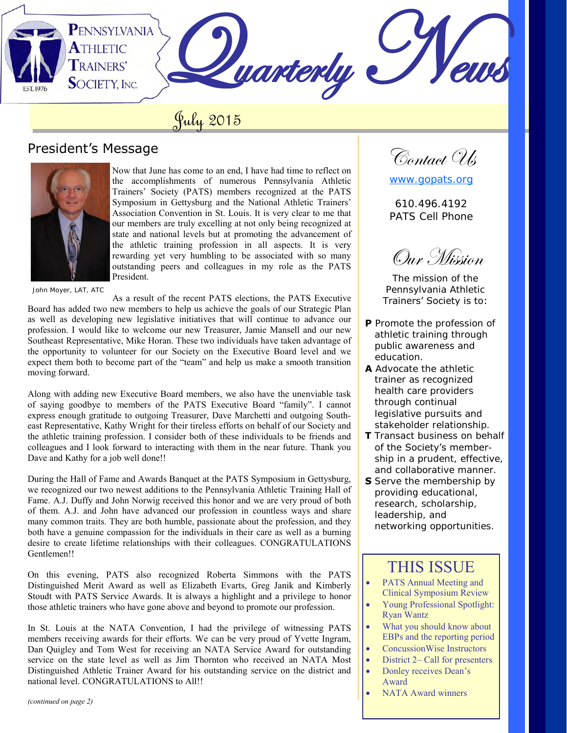# Pennsylvania Athletic Trainers' Society, Inc. — Quarterly News

EST. 1976

## July 2015

## President's Message

John Moyer, LAT, ATC

Now that June has come to an end, I have had time to reflect on the accomplishments of numerous Pennsylvania Athletic Trainers' Society (PATS) members recognized at the PATS Symposium in Gettysburg and the National Athletic Trainers' Association Convention in St. Louis. It is very clear to me that our members are truly excelling at not only being recognized at state and national levels but at promoting the advancement of the athletic training profession in all aspects. It is very rewarding yet very humbling to be associated with so many outstanding peers and colleagues in my role as the PATS President.

As a result of the recent PATS elections, the PATS Executive Board has added two new members to help us achieve the goals of our Strategic Plan as well as developing new legislative initiatives that will continue to advance our profession. I would like to welcome our new Treasurer, Jamie Mansell and our new Southeast Representative, Mike Horan. These two individuals have taken advantage of the opportunity to volunteer for our Society on the Executive Board level and we expect them both to become part of the "team" and help us make a smooth transition moving forward.

Along with adding new Executive Board members, we also have the unenviable task of saying goodbye to members of the PATS Executive Board "family". I cannot express enough gratitude to outgoing Treasurer, Dave Marchetti and outgoing Southeast Representative, Kathy Wright for their tireless efforts on behalf of our Society and the athletic training profession. I consider both of these individuals to be friends and colleagues and I look forward to interacting with them in the near future. Thank you Dave and Kathy for a job well done!!

During the Hall of Fame and Awards Banquet at the PATS Symposium in Gettysburg, we recognized our two newest additions to the Pennsylvania Athletic Training Hall of Fame. A.J. Duffy and John Norwig received this honor and we are very proud of both of them. A.J. and John have advanced our profession in countless ways and share many common traits. They are both humble, passionate about the profession, and they both have a genuine compassion for the individuals in their care as well as a burning desire to create lifetime relationships with their colleagues. CONGRATULATIONS Gentlemen!!

On this evening, PATS also recognized Roberta Simmons with the PATS Distinguished Merit Award as well as Elizabeth Evarts, Greg Janik and Kimberly Stoudt with PATS Service Awards. It is always a highlight and a privilege to honor those athletic trainers who have gone above and beyond to promote our profession.

In St. Louis at the NATA Convention, I had the privilege of witnessing PATS members receiving awards for their efforts. We can be very proud of Yvette Ingram, Dan Quigley and Tom West for receiving an NATA Service Award for outstanding service on the state level as well as Jim Thornton who received an NATA Most Distinguished Athletic Trainer Award for his outstanding service on the district and national level. CONGRATULATIONS to All!!

*(continued on page 2)*

## Contact Us

www.gopats.org

610.496.4192
PATS Cell Phone

## Our Mission

The mission of the Pennsylvania Athletic Trainers' Society is to:

- **P** Promote the profession of athletic training through public awareness and education.
- **A** Advocate the athletic trainer as recognized health care providers through continual legislative pursuits and stakeholder relationship.
- **T** Transact business on behalf of the Society's membership in a prudent, effective, and collaborative manner.
- **S** Serve the membership by providing educational, research, scholarship, leadership, and networking opportunities.

## THIS ISSUE

- PATS Annual Meeting and Clinical Symposium Review
- Young Professional Spotlight: Ryan Wantz
- What you should know about EBPs and the reporting period
- ConcussionWise Instructors
- District 2– Call for presenters
- Donley receives Dean's Award
- NATA Award winners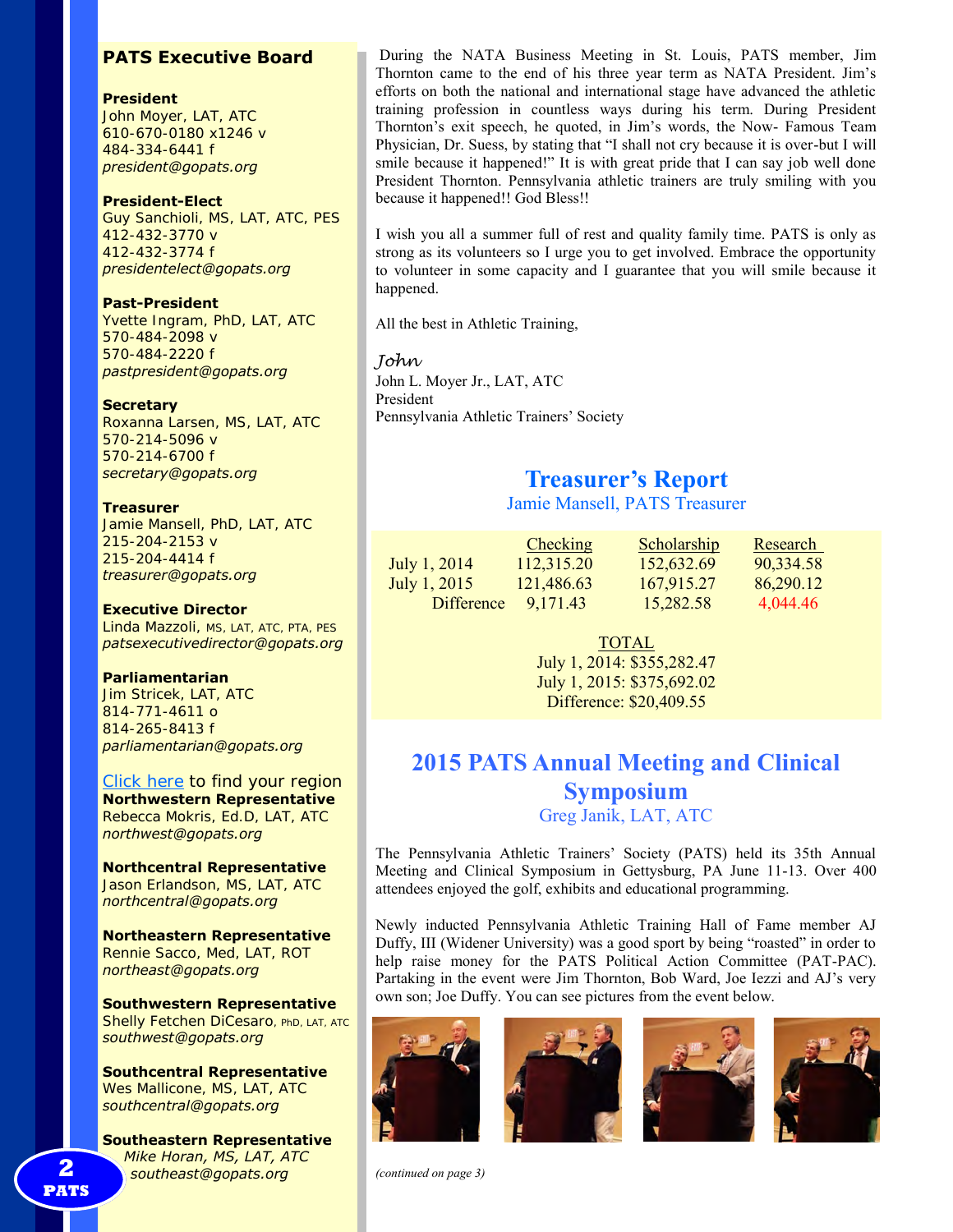## PATS Executive Board

**President**
John Moyer, LAT, ATC
610-670-0180 x1246 v
484-334-6441 f
*president@gopats.org*

**President-Elect**
Guy Sanchioli, MS, LAT, ATC, PES
412-432-3770 v
412-432-3774 f
*presidentelect@gopats.org*

**Past-President**
Yvette Ingram, PhD, LAT, ATC
570-484-2098 v
570-484-2220 f
*pastpresident@gopats.org*

**Secretary**
Roxanna Larsen, MS, LAT, ATC
570-214-5096 v
570-214-6700 f
*secretary@gopats.org*

**Treasurer**
Jamie Mansell, PhD, LAT, ATC
215-204-2153 v
215-204-4414 f
*treasurer@gopats.org*

**Executive Director**
Linda Mazzoli, MS, LAT, ATC, PTA, PES
*patsexecutivedirector@gopats.org*

**Parliamentarian**
Jim Stricek, LAT, ATC
814-771-4611 o
814-265-8413 f
*parliamentarian@gopats.org*

Click here to find your region

**Northwestern Representative**
Rebecca Mokris, Ed.D, LAT, ATC
*northwest@gopats.org*

**Northcentral Representative**
Jason Erlandson, MS, LAT, ATC
*northcentral@gopats.org*

**Northeastern Representative**
Rennie Sacco, Med, LAT, ROT
*northeast@gopats.org*

**Southwestern Representative**
Shelly Fetchen DiCesaro, PhD, LAT, ATC
*southwest@gopats.org*

**Southcentral Representative**
Wes Mallicone, MS, LAT, ATC
*southcentral@gopats.org*

**Southeastern Representative**
*Mike Horan, MS, LAT, ATC*
*southeast@gopats.org*

During the NATA Business Meeting in St. Louis, PATS member, Jim Thornton came to the end of his three year term as NATA President. Jim's efforts on both the national and international stage have advanced the athletic training profession in countless ways during his term. During President Thornton's exit speech, he quoted, in Jim's words, the Now- Famous Team Physician, Dr. Suess, by stating that "I shall not cry because it is over-but I will smile because it happened!" It is with great pride that I can say job well done President Thornton. Pennsylvania athletic trainers are truly smiling with you because it happened!! God Bless!!

I wish you all a summer full of rest and quality family time. PATS is only as strong as its volunteers so I urge you to get involved. Embrace the opportunity to volunteer in some capacity and I guarantee that you will smile because it happened.

All the best in Athletic Training,

*John*
John L. Moyer Jr., LAT, ATC
President
Pennsylvania Athletic Trainers' Society

## Treasurer's Report

Jamie Mansell, PATS Treasurer

| | Checking | Scholarship | Research |
|---|---|---|---|
| July 1, 2014 | 112,315.20 | 152,632.69 | 90,334.58 |
| July 1, 2015 | 121,486.63 | 167,915.27 | 86,290.12 |
| Difference | 9,171.43 | 15,282.58 | 4,044.46 |

TOTAL
July 1, 2014: $355,282.47
July 1, 2015: $375,692.02
Difference: $20,409.55

## 2015 PATS Annual Meeting and Clinical Symposium

Greg Janik, LAT, ATC

The Pennsylvania Athletic Trainers' Society (PATS) held its 35th Annual Meeting and Clinical Symposium in Gettysburg, PA June 11-13. Over 400 attendees enjoyed the golf, exhibits and educational programming.

Newly inducted Pennsylvania Athletic Training Hall of Fame member AJ Duffy, III (Widener University) was a good sport by being "roasted" in order to help raise money for the PATS Political Action Committee (PAT-PAC). Partaking in the event were Jim Thornton, Bob Ward, Joe Iezzi and AJ's very own son; Joe Duffy. You can see pictures from the event below.

*(continued on page 3)*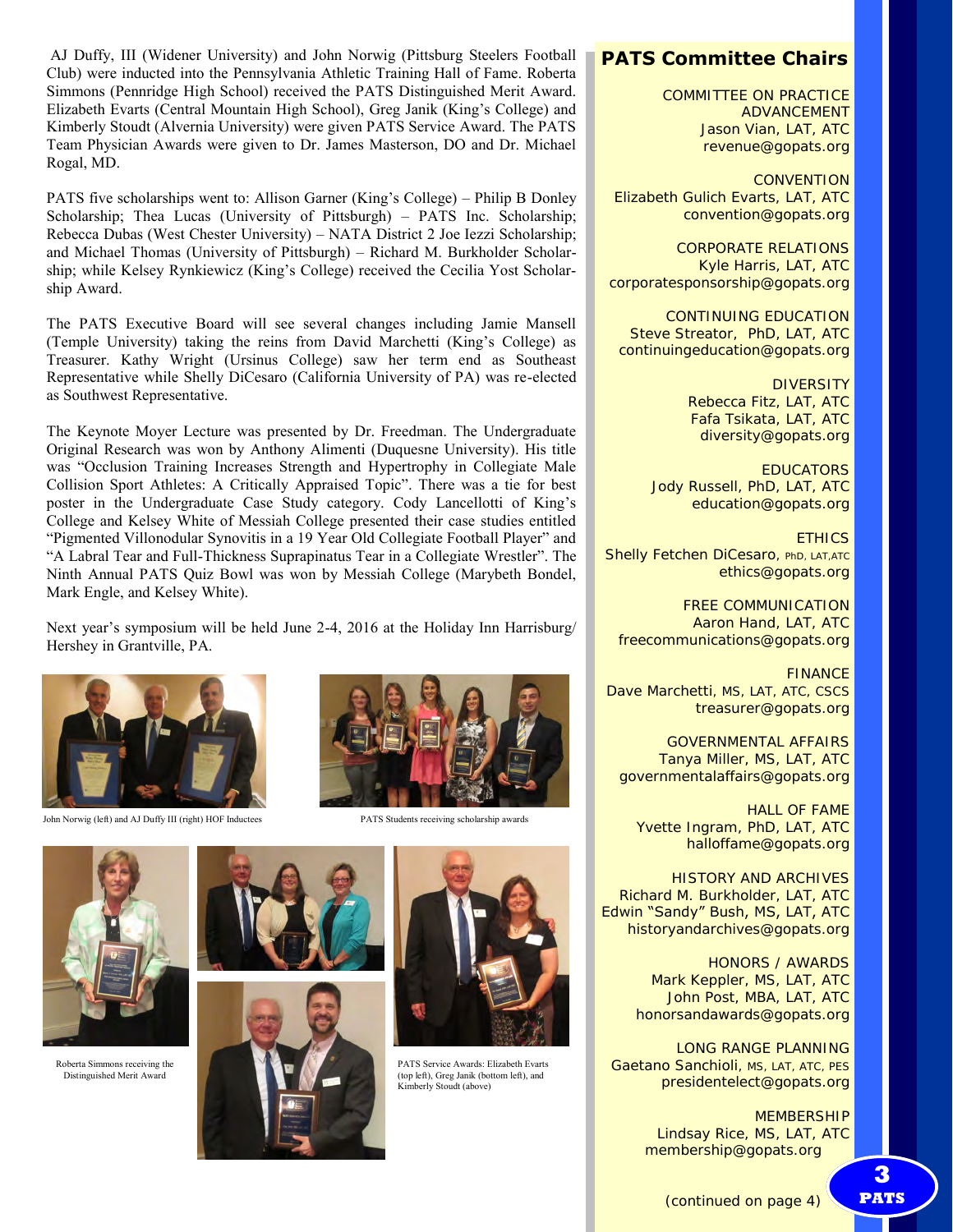AJ Duffy, III (Widener University) and John Norwig (Pittsburg Steelers Football Club) were inducted into the Pennsylvania Athletic Training Hall of Fame. Roberta Simmons (Pennridge High School) received the PATS Distinguished Merit Award. Elizabeth Evarts (Central Mountain High School), Greg Janik (King's College) and Kimberly Stoudt (Alvernia University) were given PATS Service Award. The PATS Team Physician Awards were given to Dr. James Masterson, DO and Dr. Michael Rogal, MD.

PATS five scholarships went to: Allison Garner (King's College) – Philip B Donley Scholarship; Thea Lucas (University of Pittsburgh) – PATS Inc. Scholarship; Rebecca Dubas (West Chester University) – NATA District 2 Joe Iezzi Scholarship; and Michael Thomas (University of Pittsburgh) – Richard M. Burkholder Scholarship; while Kelsey Rynkiewicz (King's College) received the Cecilia Yost Scholarship Award.

The PATS Executive Board will see several changes including Jamie Mansell (Temple University) taking the reins from David Marchetti (King's College) as Treasurer. Kathy Wright (Ursinus College) saw her term end as Southeast Representative while Shelly DiCesaro (California University of PA) was re-elected as Southwest Representative.

The Keynote Moyer Lecture was presented by Dr. Freedman. The Undergraduate Original Research was won by Anthony Alimenti (Duquesne University). His title was "Occlusion Training Increases Strength and Hypertrophy in Collegiate Male Collision Sport Athletes: A Critically Appraised Topic". There was a tie for best poster in the Undergraduate Case Study category. Cody Lancellotti of King's College and Kelsey White of Messiah College presented their case studies entitled "Pigmented Villonodular Synovitis in a 19 Year Old Collegiate Football Player" and "A Labral Tear and Full-Thickness Suprapinatus Tear in a Collegiate Wrestler". The Ninth Annual PATS Quiz Bowl was won by Messiah College (Marybeth Bondel, Mark Engle, and Kelsey White).

Next year's symposium will be held June 2-4, 2016 at the Holiday Inn Harrisburg/Hershey in Grantville, PA.

John Norwig (left) and AJ Duffy III (right) HOF Inductees

PATS Students receiving scholarship awards

Roberta Simmons receiving the Distinguished Merit Award

PATS Service Awards: Elizabeth Evarts (top left), Greg Janik (bottom left), and Kimberly Stoudt (above)

## PATS Committee Chairs

COMMITTEE ON PRACTICE ADVANCEMENT
Jason Vian, LAT, ATC
revenue@gopats.org

CONVENTION
Elizabeth Gulich Evarts, LAT, ATC
convention@gopats.org

CORPORATE RELATIONS
Kyle Harris, LAT, ATC
corporatesponsorship@gopats.org

CONTINUING EDUCATION
Steve Streator, PhD, LAT, ATC
continuingeducation@gopats.org

DIVERSITY
Rebecca Fitz, LAT, ATC
Fafa Tsikata, LAT, ATC
diversity@gopats.org

EDUCATORS
Jody Russell, PhD, LAT, ATC
education@gopats.org

ETHICS
Shelly Fetchen DiCesaro, PhD, LAT, ATC
ethics@gopats.org

FREE COMMUNICATION
Aaron Hand, LAT, ATC
freecommunications@gopats.org

FINANCE
Dave Marchetti, MS, LAT, ATC, CSCS
treasurer@gopats.org

GOVERNMENTAL AFFAIRS
Tanya Miller, MS, LAT, ATC
governmentalaffairs@gopats.org

HALL OF FAME
Yvette Ingram, PhD, LAT, ATC
halloffame@gopats.org

HISTORY AND ARCHIVES
Richard M. Burkholder, LAT, ATC
Edwin "Sandy" Bush, MS, LAT, ATC
historyandarchives@gopats.org

HONORS / AWARDS
Mark Keppler, MS, LAT, ATC
John Post, MBA, LAT, ATC
honorsandawards@gopats.org

LONG RANGE PLANNING
Gaetano Sanchioli, MS, LAT, ATC, PES
presidentelect@gopats.org

MEMBERSHIP
Lindsay Rice, MS, LAT, ATC
membership@gopats.org

(continued on page 4)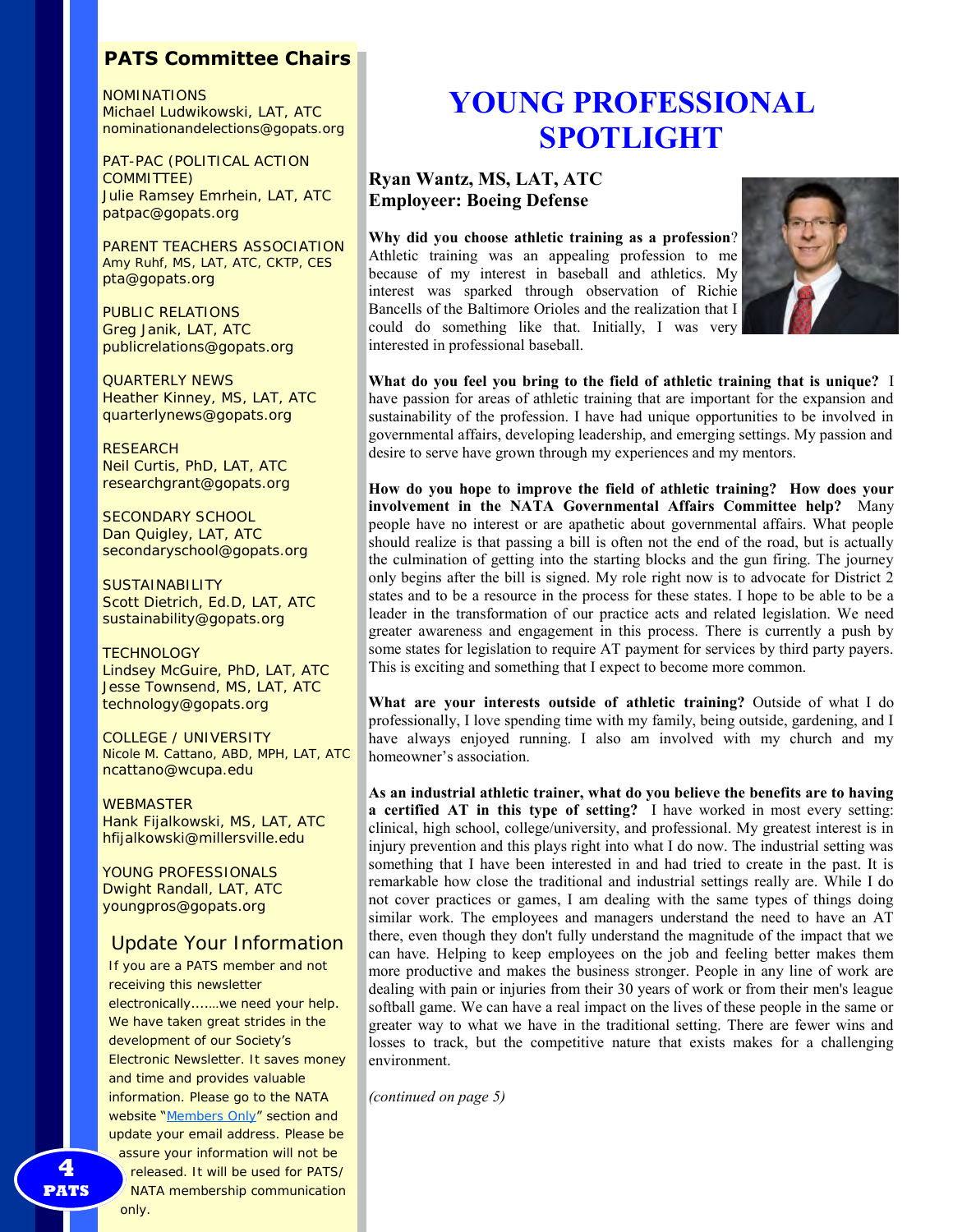## PATS Committee Chairs

NOMINATIONS
Michael Ludwikowski, LAT, ATC
nominationandelections@gopats.org

PAT-PAC (POLITICAL ACTION COMMITTEE)
Julie Ramsey Emrhein, LAT, ATC
patpac@gopats.org

PARENT TEACHERS ASSOCIATION
Amy Ruhf, MS, LAT, ATC, CKTP, CES
pta@gopats.org

PUBLIC RELATIONS
Greg Janik, LAT, ATC
publicrelations@gopats.org

QUARTERLY NEWS
Heather Kinney, MS, LAT, ATC
quarterlynews@gopats.org

RESEARCH
Neil Curtis, PhD, LAT, ATC
researchgrant@gopats.org

SECONDARY SCHOOL
Dan Quigley, LAT, ATC
secondaryschool@gopats.org

SUSTAINABILITY
Scott Dietrich, Ed.D, LAT, ATC
sustainability@gopats.org

TECHNOLOGY
Lindsey McGuire, PhD, LAT, ATC
Jesse Townsend, MS, LAT, ATC
technology@gopats.org

COLLEGE / UNIVERSITY
Nicole M. Cattano, ABD, MPH, LAT, ATC
ncattano@wcupa.edu

WEBMASTER
Hank Fijalkowski, MS, LAT, ATC
hfijalkowski@millersville.edu

YOUNG PROFESSIONALS
Dwight Randall, LAT, ATC
youngpros@gopats.org

### Update Your Information

If you are a PATS member and not receiving this newsletter electronically…….we need your help. We have taken great strides in the development of our Society's Electronic Newsletter. It saves money and time and provides valuable information. Please go to the NATA website "Members Only" section and update your email address. Please be assure your information will not be released. It will be used for PATS/ NATA membership communication only.

# YOUNG PROFESSIONAL SPOTLIGHT

**Ryan Wantz, MS, LAT, ATC**
**Employeer: Boeing Defense**

**Why did you choose athletic training as a profession**? Athletic training was an appealing profession to me because of my interest in baseball and athletics. My interest was sparked through observation of Richie Bancells of the Baltimore Orioles and the realization that I could do something like that. Initially, I was very interested in professional baseball.

**What do you feel you bring to the field of athletic training that is unique?** I have passion for areas of athletic training that are important for the expansion and sustainability of the profession. I have had unique opportunities to be involved in governmental affairs, developing leadership, and emerging settings. My passion and desire to serve have grown through my experiences and my mentors.

**How do you hope to improve the field of athletic training? How does your involvement in the NATA Governmental Affairs Committee help?** Many people have no interest or are apathetic about governmental affairs. What people should realize is that passing a bill is often not the end of the road, but is actually the culmination of getting into the starting blocks and the gun firing. The journey only begins after the bill is signed. My role right now is to advocate for District 2 states and to be a resource in the process for these states. I hope to be able to be a leader in the transformation of our practice acts and related legislation. We need greater awareness and engagement in this process. There is currently a push by some states for legislation to require AT payment for services by third party payers. This is exciting and something that I expect to become more common.

**What are your interests outside of athletic training?** Outside of what I do professionally, I love spending time with my family, being outside, gardening, and I have always enjoyed running. I also am involved with my church and my homeowner's association.

**As an industrial athletic trainer, what do you believe the benefits are to having a certified AT in this type of setting?** I have worked in most every setting: clinical, high school, college/university, and professional. My greatest interest is in injury prevention and this plays right into what I do now. The industrial setting was something that I have been interested in and had tried to create in the past. It is remarkable how close the traditional and industrial settings really are. While I do not cover practices or games, I am dealing with the same types of things doing similar work. The employees and managers understand the need to have an AT there, even though they don't fully understand the magnitude of the impact that we can have. Helping to keep employees on the job and feeling better makes them more productive and makes the business stronger. People in any line of work are dealing with pain or injuries from their 30 years of work or from their men's league softball game. We can have a real impact on the lives of these people in the same or greater way to what we have in the traditional setting. There are fewer wins and losses to track, but the competitive nature that exists makes for a challenging environment.

*(continued on page 5)*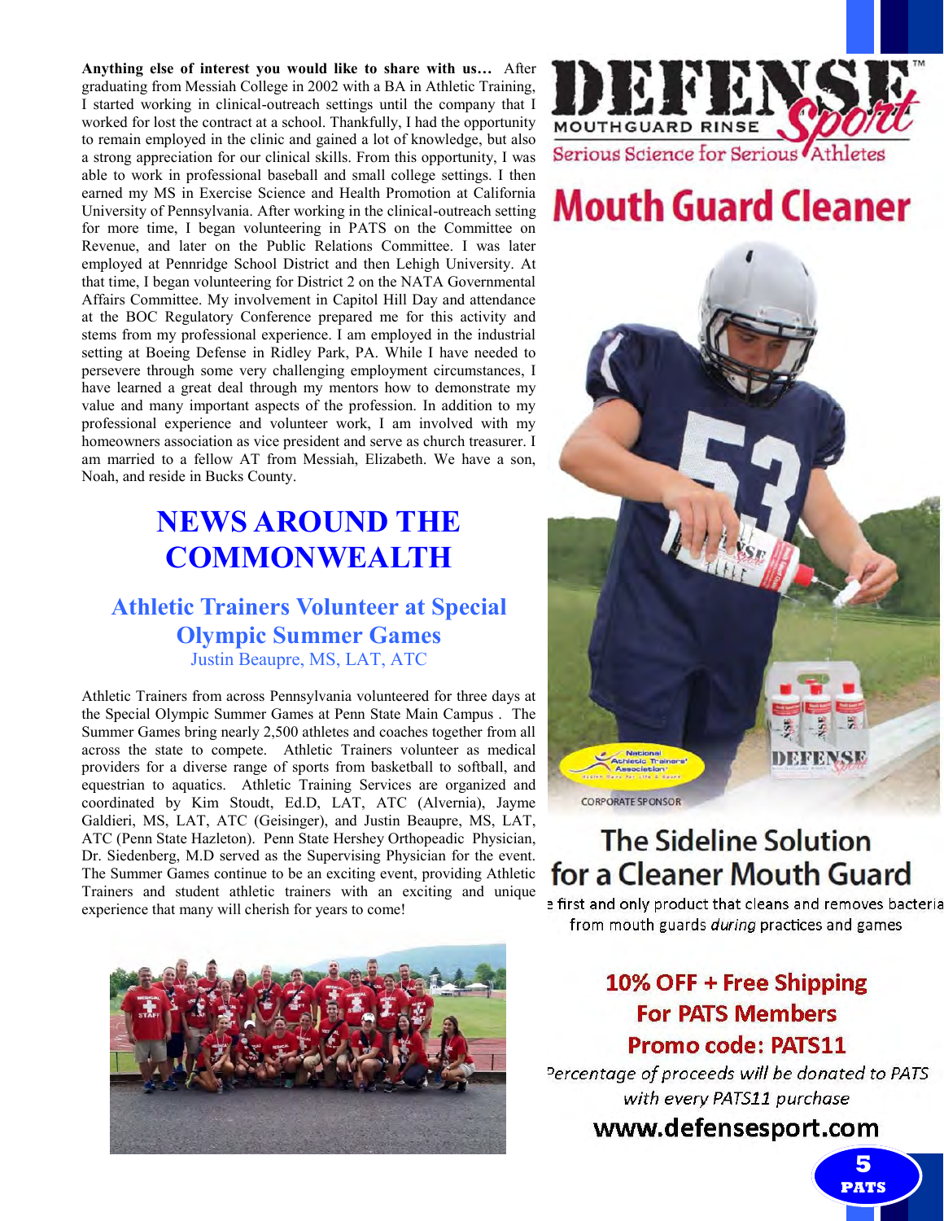**Anything else of interest you would like to share with us…** After graduating from Messiah College in 2002 with a BA in Athletic Training, I started working in clinical-outreach settings until the company that I worked for lost the contract at a school. Thankfully, I had the opportunity to remain employed in the clinic and gained a lot of knowledge, but also a strong appreciation for our clinical skills. From this opportunity, I was able to work in professional baseball and small college settings. I then earned my MS in Exercise Science and Health Promotion at California University of Pennsylvania. After working in the clinical-outreach setting for more time, I began volunteering in PATS on the Committee on Revenue, and later on the Public Relations Committee. I was later employed at Pennridge School District and then Lehigh University. At that time, I began volunteering for District 2 on the NATA Governmental Affairs Committee. My involvement in Capitol Hill Day and attendance at the BOC Regulatory Conference prepared me for this activity and stems from my professional experience. I am employed in the industrial setting at Boeing Defense in Ridley Park, PA. While I have needed to persevere through some very challenging employment circumstances, I have learned a great deal through my mentors how to demonstrate my value and many important aspects of the profession. In addition to my professional experience and volunteer work, I am involved with my homeowners association as vice president and serve as church treasurer. I am married to a fellow AT from Messiah, Elizabeth. We have a son, Noah, and reside in Bucks County.

# NEWS AROUND THE COMMONWEALTH

## Athletic Trainers Volunteer at Special Olympic Summer Games

Justin Beaupre, MS, LAT, ATC

Athletic Trainers from across Pennsylvania volunteered for three days at the Special Olympic Summer Games at Penn State Main Campus . The Summer Games bring nearly 2,500 athletes and coaches together from all across the state to compete. Athletic Trainers volunteer as medical providers for a diverse range of sports from basketball to softball, and equestrian to aquatics. Athletic Training Services are organized and coordinated by Kim Stoudt, Ed.D, LAT, ATC (Alvernia), Jayme Galdieri, MS, LAT, ATC (Geisinger), and Justin Beaupre, MS, LAT, ATC (Penn State Hazleton). Penn State Hershey Orthopeadic Physician, Dr. Siedenberg, M.D served as the Supervising Physician for the event. The Summer Games continue to be an exciting event, providing Athletic Trainers and student athletic trainers with an exciting and unique experience that many will cherish for years to come!

**DEFENSE Sport** ™ MOUTHGUARD RINSE

Serious Science for Serious Athletes

# Mouth Guard Cleaner

CORPORATE SPONSOR

## The Sideline Solution for a Cleaner Mouth Guard

The first and only product that cleans and removes bacteria from mouth guards *during* practices and games

**10% OFF + Free Shipping**
**For PATS Members**
**Promo code: PATS11**

*Percentage of proceeds will be donated to PATS with every PATS11 purchase*

**www.defensesport.com**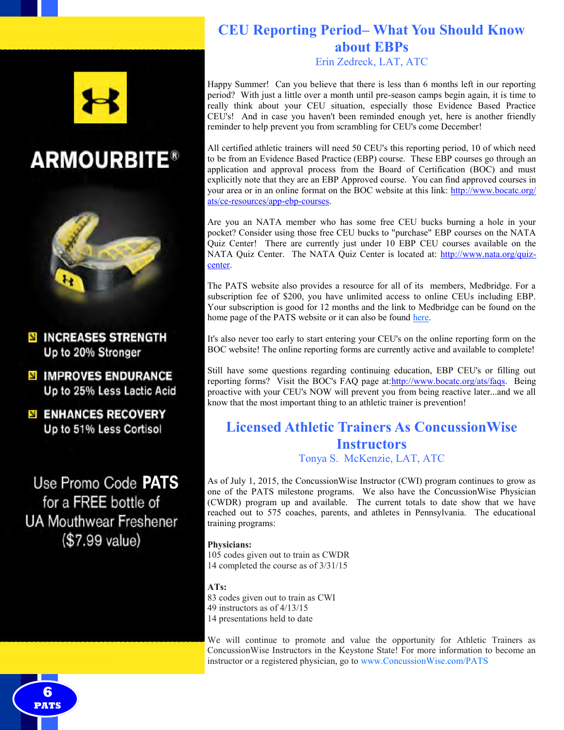ARMOURBITE®

INCREASES STRENGTH
Up to 20% Stronger

IMPROVES ENDURANCE
Up to 25% Less Lactic Acid

ENHANCES RECOVERY
Up to 51% Less Cortisol

Use Promo Code **PATS** for a FREE bottle of UA Mouthwear Freshener ($7.99 value)

## CEU Reporting Period– What You Should Know about EBPs

Erin Zedreck, LAT, ATC

Happy Summer! Can you believe that there is less than 6 months left in our reporting period? With just a little over a month until pre-season camps begin again, it is time to really think about your CEU situation, especially those Evidence Based Practice CEU's! And in case you haven't been reminded enough yet, here is another friendly reminder to help prevent you from scrambling for CEU's come December!

All certified athletic trainers will need 50 CEU's this reporting period, 10 of which need to be from an Evidence Based Practice (EBP) course. These EBP courses go through an application and approval process from the Board of Certification (BOC) and must explicitly note that they are an EBP Approved course. You can find approved courses in your area or in an online format on the BOC website at this link: http://www.bocatc.org/ats/ce-resources/app-ebp-courses.

Are you an NATA member who has some free CEU bucks burning a hole in your pocket? Consider using those free CEU bucks to "purchase" EBP courses on the NATA Quiz Center! There are currently just under 10 EBP CEU courses available on the NATA Quiz Center. The NATA Quiz Center is located at: http://www.nata.org/quiz-center.

The PATS website also provides a resource for all of its members, Medbridge. For a subscription fee of $200, you have unlimited access to online CEUs including EBP. Your subscription is good for 12 months and the link to Medbridge can be found on the home page of the PATS website or it can also be found here.

It's also never too early to start entering your CEU's on the online reporting form on the BOC website! The online reporting forms are currently active and available to complete!

Still have some questions regarding continuing education, EBP CEU's or filling out reporting forms? Visit the BOC's FAQ page at:http://www.bocatc.org/ats/faqs. Being proactive with your CEU's NOW will prevent you from being reactive later...and we all know that the most important thing to an athletic trainer is prevention!

## Licensed Athletic Trainers As ConcussionWise Instructors

Tonya S. McKenzie, LAT, ATC

As of July 1, 2015, the ConcussionWise Instructor (CWI) program continues to grow as one of the PATS milestone programs. We also have the ConcussionWise Physician (CWDR) program up and available. The current totals to date show that we have reached out to 575 coaches, parents, and athletes in Pennsylvania. The educational training programs:

**Physicians:**
105 codes given out to train as CWDR
14 completed the course as of 3/31/15

**ATs:**
83 codes given out to train as CWI
49 instructors as of 4/13/15
14 presentations held to date

We will continue to promote and value the opportunity for Athletic Trainers as ConcussionWise Instructors in the Keystone State! For more information to become an instructor or a registered physician, go to www.ConcussionWise.com/PATS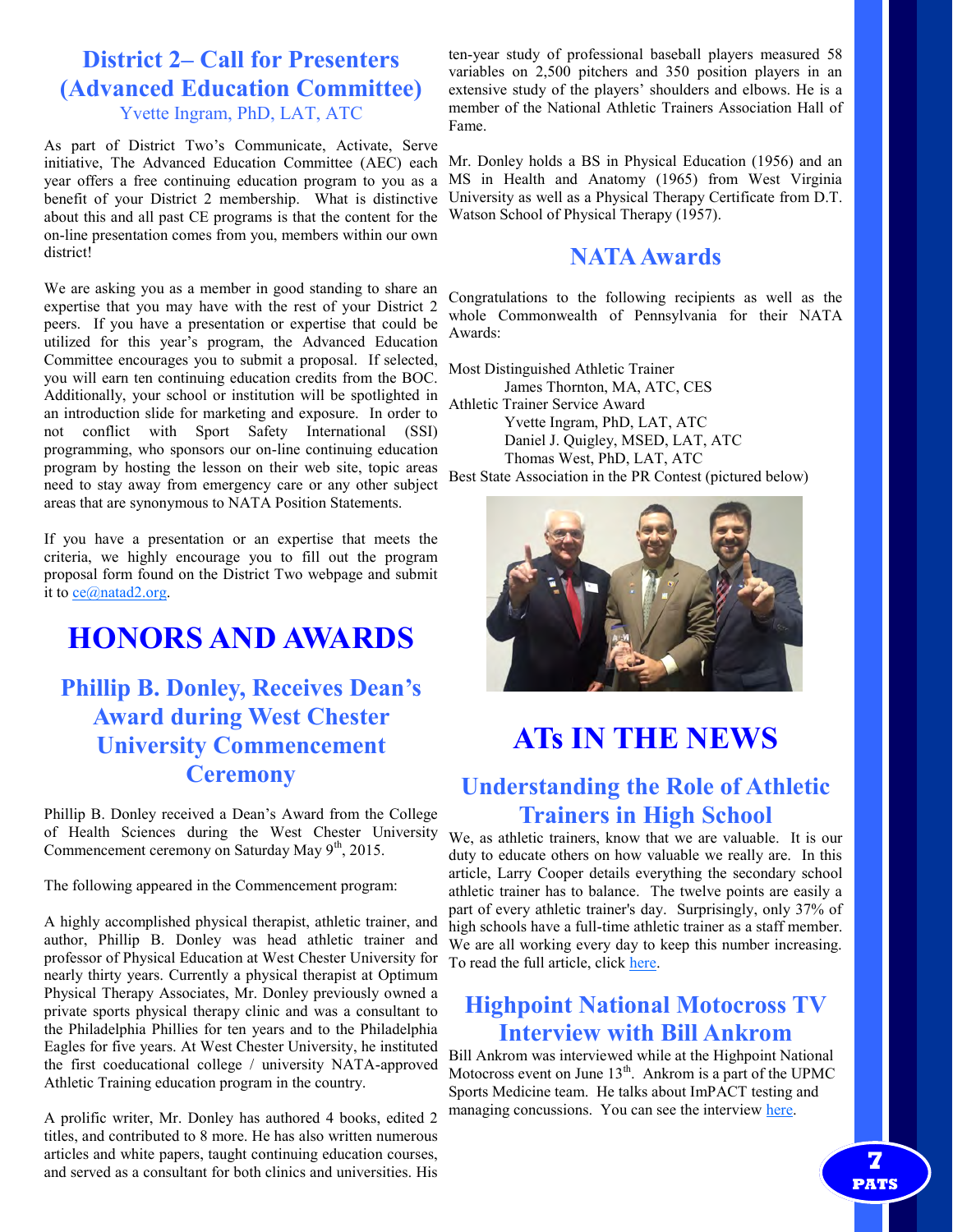## District 2– Call for Presenters (Advanced Education Committee)

Yvette Ingram, PhD, LAT, ATC

As part of District Two's Communicate, Activate, Serve initiative, The Advanced Education Committee (AEC) each year offers a free continuing education program to you as a benefit of your District 2 membership. What is distinctive about this and all past CE programs is that the content for the on-line presentation comes from you, members within our own district!

We are asking you as a member in good standing to share an expertise that you may have with the rest of your District 2 peers. If you have a presentation or expertise that could be utilized for this year's program, the Advanced Education Committee encourages you to submit a proposal. If selected, you will earn ten continuing education credits from the BOC. Additionally, your school or institution will be spotlighted in an introduction slide for marketing and exposure. In order to not conflict with Sport Safety International (SSI) programming, who sponsors our on-line continuing education program by hosting the lesson on their web site, topic areas need to stay away from emergency care or any other subject areas that are synonymous to NATA Position Statements.

If you have a presentation or an expertise that meets the criteria, we highly encourage you to fill out the program proposal form found on the District Two webpage and submit it to ce@natad2.org.

# HONORS AND AWARDS

## Phillip B. Donley, Receives Dean's Award during West Chester University Commencement Ceremony

Phillip B. Donley received a Dean's Award from the College of Health Sciences during the West Chester University Commencement ceremony on Saturday May 9th, 2015.

The following appeared in the Commencement program:

A highly accomplished physical therapist, athletic trainer, and author, Phillip B. Donley was head athletic trainer and professor of Physical Education at West Chester University for nearly thirty years. Currently a physical therapist at Optimum Physical Therapy Associates, Mr. Donley previously owned a private sports physical therapy clinic and was a consultant to the Philadelphia Phillies for ten years and to the Philadelphia Eagles for five years. At West Chester University, he instituted the first coeducational college / university NATA-approved Athletic Training education program in the country.

A prolific writer, Mr. Donley has authored 4 books, edited 2 titles, and contributed to 8 more. He has also written numerous articles and white papers, taught continuing education courses, and served as a consultant for both clinics and universities. His ten-year study of professional baseball players measured 58 variables on 2,500 pitchers and 350 position players in an extensive study of the players' shoulders and elbows. He is a member of the National Athletic Trainers Association Hall of Fame.

Mr. Donley holds a BS in Physical Education (1956) and an MS in Health and Anatomy (1965) from West Virginia University as well as a Physical Therapy Certificate from D.T. Watson School of Physical Therapy (1957).

## NATA Awards

Congratulations to the following recipients as well as the whole Commonwealth of Pennsylvania for their NATA Awards:

Most Distinguished Athletic Trainer
- James Thornton, MA, ATC, CES

Athletic Trainer Service Award
- Yvette Ingram, PhD, LAT, ATC
- Daniel J. Quigley, MSED, LAT, ATC
- Thomas West, PhD, LAT, ATC

Best State Association in the PR Contest (pictured below)

# ATs IN THE NEWS

## Understanding the Role of Athletic Trainers in High School

We, as athletic trainers, know that we are valuable. It is our duty to educate others on how valuable we really are. In this article, Larry Cooper details everything the secondary school athletic trainer has to balance. The twelve points are easily a part of every athletic trainer's day. Surprisingly, only 37% of high schools have a full-time athletic trainer as a staff member. We are all working every day to keep this number increasing. To read the full article, click here.

## Highpoint National Motocross TV Interview with Bill Ankrom

Bill Ankrom was interviewed while at the Highpoint National Motocross event on June 13th. Ankrom is a part of the UPMC Sports Medicine team. He talks about ImPACT testing and managing concussions. You can see the interview here.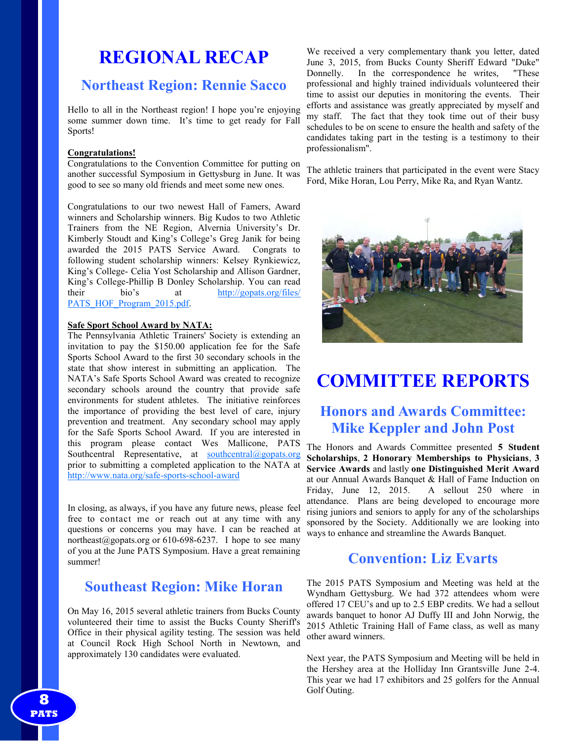# REGIONAL RECAP

## Northeast Region: Rennie Sacco

Hello to all in the Northeast region! I hope you're enjoying some summer down time. It's time to get ready for Fall Sports!

**Congratulations!**

Congratulations to the Convention Committee for putting on another successful Symposium in Gettysburg in June. It was good to see so many old friends and meet some new ones.

Congratulations to our two newest Hall of Famers, Award winners and Scholarship winners. Big Kudos to two Athletic Trainers from the NE Region, Alvernia University's Dr. Kimberly Stoudt and King's College's Greg Janik for being awarded the 2015 PATS Service Award. Congrats to following student scholarship winners: Kelsey Rynkiewicz, King's College- Celia Yost Scholarship and Allison Gardner, King's College-Phillip B Donley Scholarship. You can read their bio's at http://gopats.org/files/PATS_HOF_Program_2015.pdf.

**Safe Sport School Award by NATA:**

The Pennsylvania Athletic Trainers' Society is extending an invitation to pay the $150.00 application fee for the Safe Sports School Award to the first 30 secondary schools in the state that show interest in submitting an application. The NATA's Safe Sports School Award was created to recognize secondary schools around the country that provide safe environments for student athletes. The initiative reinforces the importance of providing the best level of care, injury prevention and treatment. Any secondary school may apply for the Safe Sports School Award. If you are interested in this program please contact Wes Mallicone, PATS Southcentral Representative, at southcentral@gopats.org prior to submitting a completed application to the NATA at http://www.nata.org/safe-sports-school-award

In closing, as always, if you have any future news, please feel free to contact me or reach out at any time with any questions or concerns you may have. I can be reached at northeast@gopats.org or 610-698-6237. I hope to see many of you at the June PATS Symposium. Have a great remaining summer!

## Southeast Region: Mike Horan

On May 16, 2015 several athletic trainers from Bucks County volunteered their time to assist the Bucks County Sheriff's Office in their physical agility testing. The session was held at Council Rock High School North in Newtown, and approximately 130 candidates were evaluated.

We received a very complementary thank you letter, dated June 3, 2015, from Bucks County Sheriff Edward "Duke" Donnelly. In the correspondence he writes, "These professional and highly trained individuals volunteered their time to assist our deputies in monitoring the events. Their efforts and assistance was greatly appreciated by myself and my staff. The fact that they took time out of their busy schedules to be on scene to ensure the health and safety of the candidates taking part in the testing is a testimony to their professionalism".

The athletic trainers that participated in the event were Stacy Ford, Mike Horan, Lou Perry, Mike Ra, and Ryan Wantz.

# COMMITTEE REPORTS

## Honors and Awards Committee: Mike Keppler and John Post

The Honors and Awards Committee presented **5 Student Scholarships**, **2 Honorary Memberships to Physicians**, **3 Service Awards** and lastly **one Distinguished Merit Award** at our Annual Awards Banquet & Hall of Fame Induction on Friday, June 12, 2015. A sellout 250 where in attendance. Plans are being developed to encourage more rising juniors and seniors to apply for any of the scholarships sponsored by the Society. Additionally we are looking into ways to enhance and streamline the Awards Banquet.

## Convention: Liz Evarts

The 2015 PATS Symposium and Meeting was held at the Wyndham Gettysburg. We had 372 attendees whom were offered 17 CEU's and up to 2.5 EBP credits. We had a sellout awards banquet to honor AJ Duffy III and John Norwig, the 2015 Athletic Training Hall of Fame class, as well as many other award winners.

Next year, the PATS Symposium and Meeting will be held in the Hershey area at the Holliday Inn Grantsville June 2-4. This year we had 17 exhibitors and 25 golfers for the Annual Golf Outing.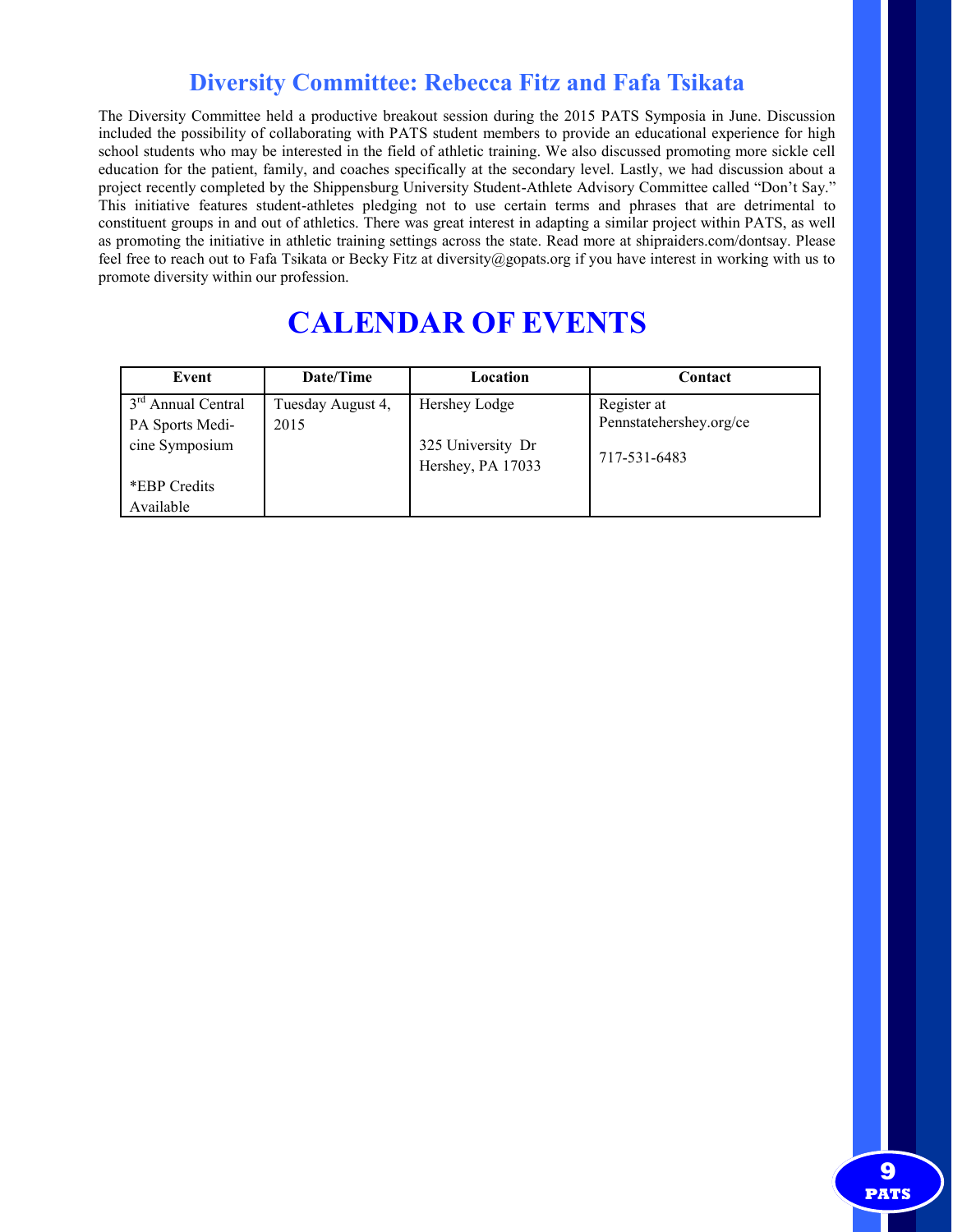## Diversity Committee: Rebecca Fitz and Fafa Tsikata

The Diversity Committee held a productive breakout session during the 2015 PATS Symposia in June. Discussion included the possibility of collaborating with PATS student members to provide an educational experience for high school students who may be interested in the field of athletic training. We also discussed promoting more sickle cell education for the patient, family, and coaches specifically at the secondary level. Lastly, we had discussion about a project recently completed by the Shippensburg University Student-Athlete Advisory Committee called "Don't Say." This initiative features student-athletes pledging not to use certain terms and phrases that are detrimental to constituent groups in and out of athletics. There was great interest in adapting a similar project within PATS, as well as promoting the initiative in athletic training settings across the state. Read more at shipraiders.com/dontsay. Please feel free to reach out to Fafa Tsikata or Becky Fitz at diversity@gopats.org if you have interest in working with us to promote diversity within our profession.

# CALENDAR OF EVENTS

| Event | Date/Time | Location | Contact |
|---|---|---|---|
| 3rd Annual Central PA Sports Medicine Symposium<br><br>*EBP Credits Available | Tuesday August 4, 2015 | Hershey Lodge<br><br>325 University Dr Hershey, PA 17033 | Register at Pennstatehershey.org/ce<br><br>717-531-6483 |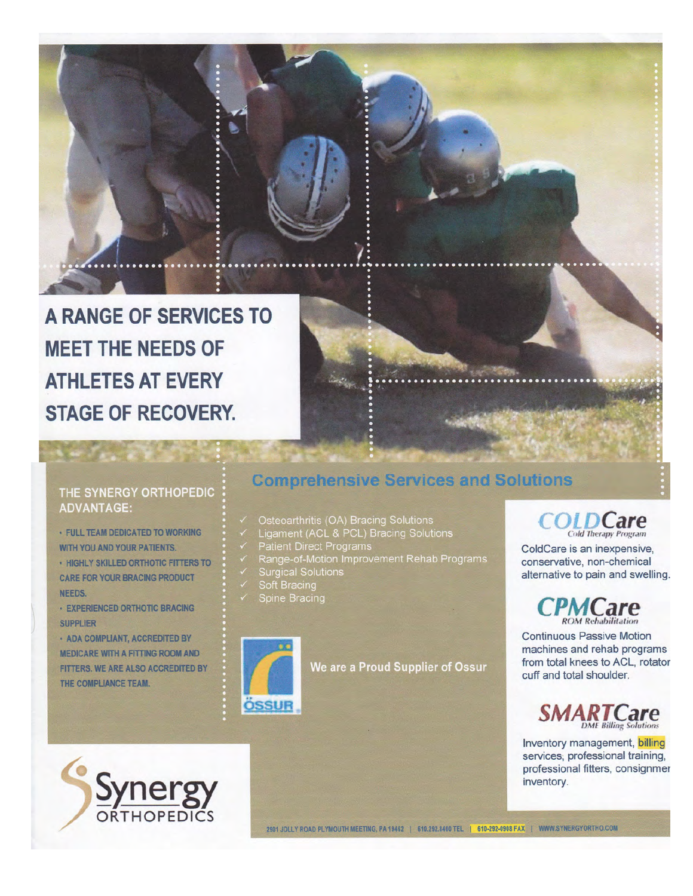# A RANGE OF SERVICES TO MEET THE NEEDS OF ATHLETES AT EVERY STAGE OF RECOVERY.

## THE SYNERGY ORTHOPEDIC ADVANTAGE:

- FULL TEAM DEDICATED TO WORKING WITH YOU AND YOUR PATIENTS.
- HIGHLY SKILLED ORTHOTIC FITTERS TO CARE FOR YOUR BRACING PRODUCT NEEDS.
- EXPERIENCED ORTHOTIC BRACING SUPPLIER
- ADA COMPLIANT, ACCREDITED BY MEDICARE WITH A FITTING ROOM AND FITTERS. WE ARE ALSO ACCREDITED BY THE COMPLIANCE TEAM.

Synergy ORTHOPEDICS

## Comprehensive Services and Solutions

- ✓ Osteoarthritis (OA) Bracing Solutions
- ✓ Ligament (ACL & PCL) Bracing Solutions
- ✓ Patient Direct Programs
- ✓ Range-of-Motion Improvement Rehab Programs
- ✓ Surgical Solutions
- ✓ Soft Bracing
- ✓ Spine Bracing

ÖSSUR

**We are a Proud Supplier of Ossur**

### COLDCare
*Cold Therapy Program*

ColdCare is an inexpensive, conservative, non-chemical alternative to pain and swelling.

### CPMCare
*ROM Rehabilitation*

Continuous Passive Motion machines and rehab programs from total knees to ACL, rotator cuff and total shoulder.

### SMARTCare
*DME Billing Solutions*

Inventory management, billing services, professional training, professional fitters, consignmer inventory.

2901 JOLLY ROAD PLYMOUTH MEETING, PA 19462 | 610.292.8400 TEL | 610-292-0908 FAX | WWW.SYNERGYORTHO.COM